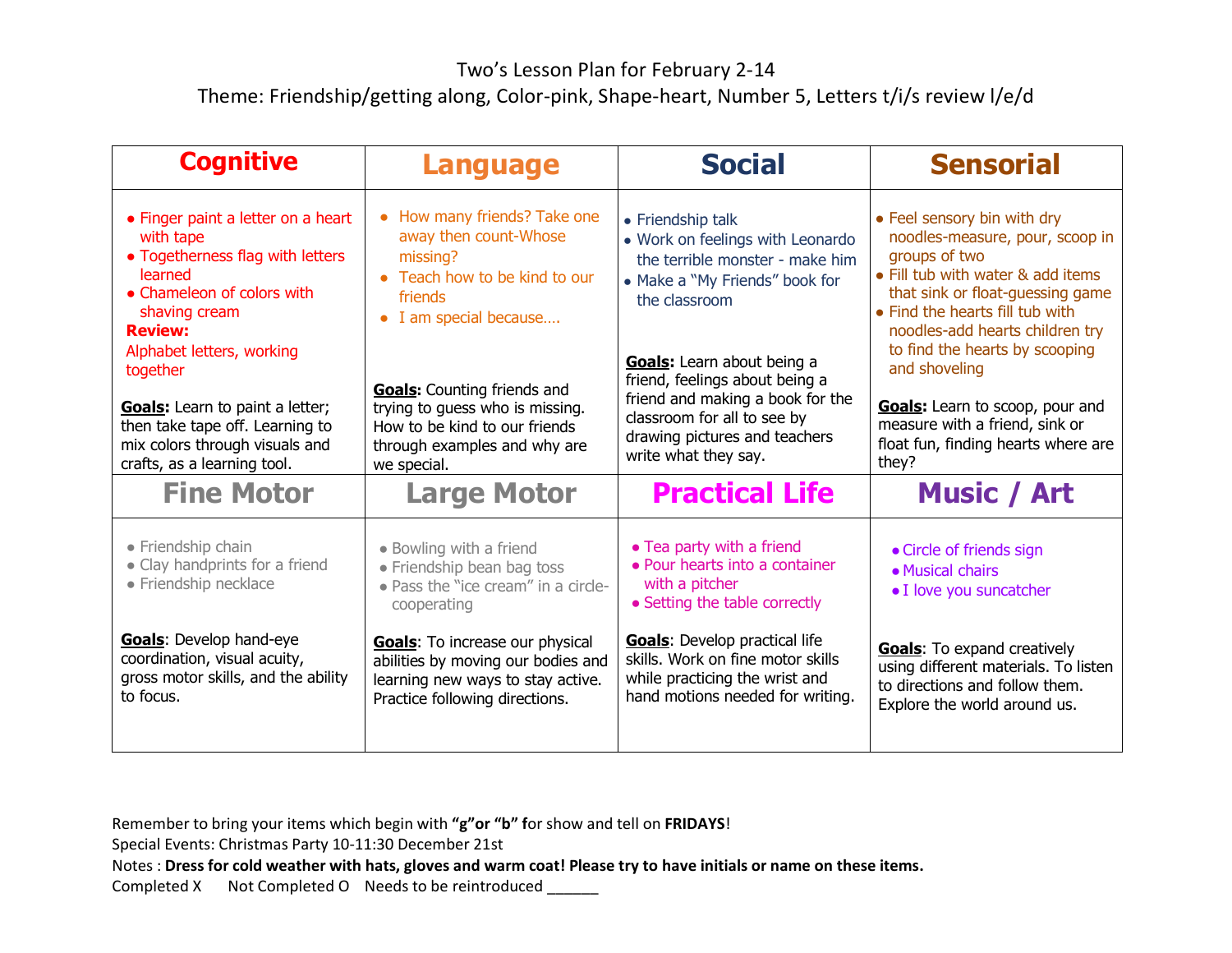# Two's Lesson Plan for February 2-14

Theme: Friendship/getting along, Color-pink, Shape-heart, Number 5, Letters t/i/s review l/e/d

| Cognitive | Language | Social | Sensorial |
|---|---|---|---|
| • Finger paint a letter on a heart with tape<br>• Togetherness flag with letters learned<br>• Chameleon of colors with shaving cream<br>**Review:**<br>Alphabet letters, working together<br><br>**Goals:** Learn to paint a letter; then take tape off. Learning to mix colors through visuals and crafts, as a learning tool. | • How many friends? Take one away then count-Whose missing?<br>• Teach how to be kind to our friends<br>• I am special because….<br><br>**Goals:** Counting friends and trying to guess who is missing. How to be kind to our friends through examples and why are we special. | • Friendship talk<br>• Work on feelings with Leonardo the terrible monster - make him<br>• Make a "My Friends" book for the classroom<br><br>**Goals:** Learn about being a friend, feelings about being a friend and making a book for the classroom for all to see by drawing pictures and teachers write what they say. | • Feel sensory bin with dry noodles-measure, pour, scoop in groups of two<br>• Fill tub with water & add items that sink or float-guessing game<br>• Find the hearts fill tub with noodles-add hearts children try to find the hearts by scooping and shoveling<br><br>**Goals:** Learn to scoop, pour and measure with a friend, sink or float fun, finding hearts where are they? |
| **Fine Motor** | **Large Motor** | **Practical Life** | **Music / Art** |
| • Friendship chain<br>• Clay handprints for a friend<br>• Friendship necklace<br><br>**Goals**: Develop hand-eye coordination, visual acuity, gross motor skills, and the ability to focus. | • Bowling with a friend<br>• Friendship bean bag toss<br>• Pass the "ice cream" in a circle-cooperating<br><br>**Goals**: To increase our physical abilities by moving our bodies and learning new ways to stay active. Practice following directions. | • Tea party with a friend<br>• Pour hearts into a container with a pitcher<br>• Setting the table correctly<br><br>**Goals**: Develop practical life skills. Work on fine motor skills while practicing the wrist and hand motions needed for writing. | • Circle of friends sign<br>• Musical chairs<br>• I love you suncatcher<br><br>**Goals**: To expand creatively using different materials. To listen to directions and follow them. Explore the world around us. |

Remember to bring your items which begin with **"g" or "b" f**or show and tell on **FRIDAYS**!

Special Events: Christmas Party 10-11:30 December 21st

Notes : **Dress for cold weather with hats, gloves and warm coat! Please try to have initials or name on these items.**

Completed X Not Completed O Needs to be reintroduced ______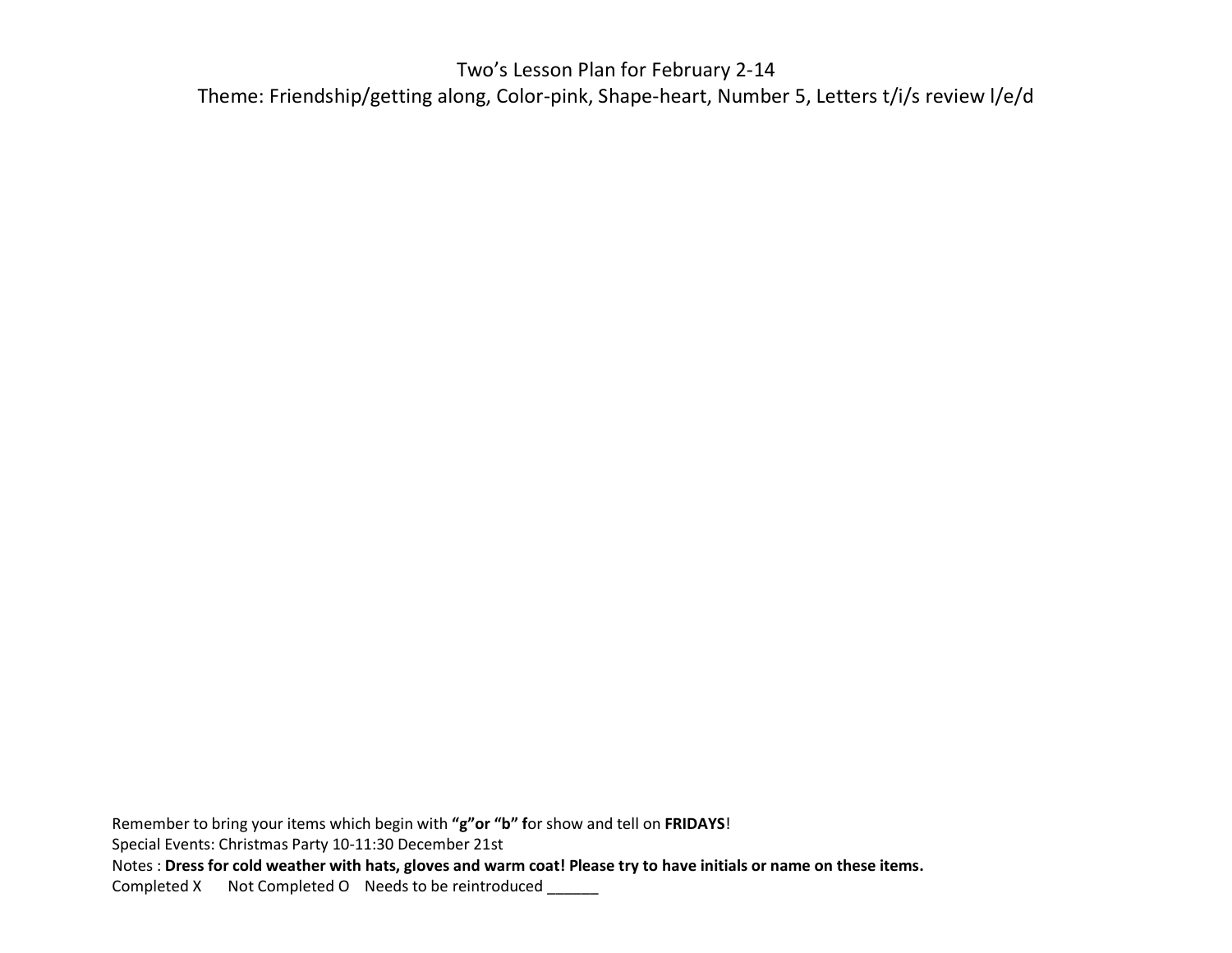# Two's Lesson Plan for February 2-14

## Theme: Friendship/getting along, Color-pink, Shape-heart, Number 5, Letters t/i/s review l/e/d

Remember to bring your items which begin with **"g"or "b" f**or show and tell on **FRIDAYS**!

Special Events: Christmas Party 10-11:30 December 21st

Notes : **Dress for cold weather with hats, gloves and warm coat! Please try to have initials or name on these items.**

Completed X  Not Completed O  Needs to be reintroduced ______